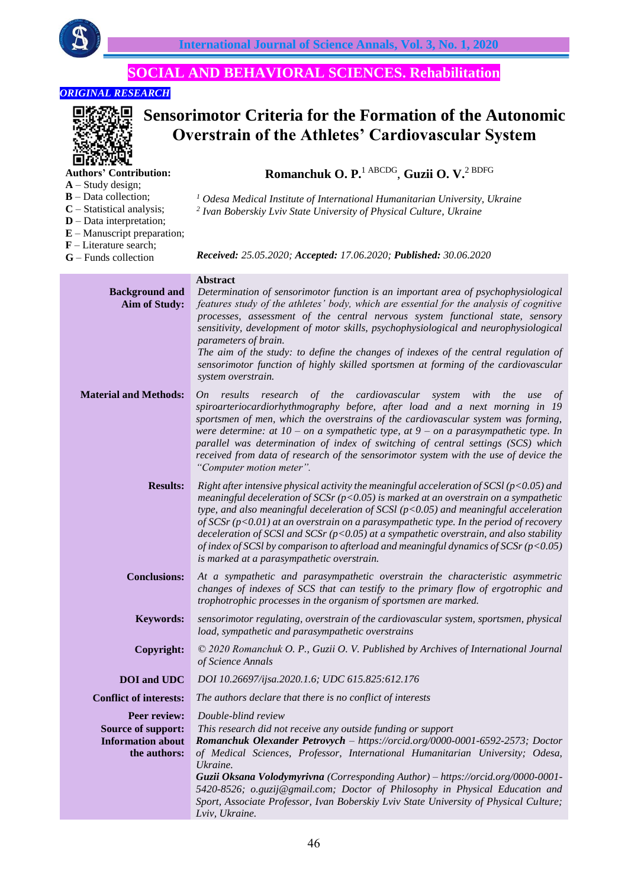**SOCIAL AND BEHAVIORAL SCIENCES. Rehabilitation**

*ORIGINAL RESEARCH*

# Sensorimotor Criteria for the Formation of the Autonomic Overstrain of the Athletes' Cardiovascular System

**Romanchuk O. P.**[1] [ABCDG], **Guzii O. V.**[2] [BDFG]

**Authors' Contribution:**
**A** – Study design;
**B** – Data collection;
**C** – Statistical analysis;
**D** – Data interpretation;
**E** – Manuscript preparation;
**F** – Literature search;
**G** – Funds collection

[1] *Odesa Medical Institute of International Humanitarian University, Ukraine*
[2] *Ivan Boberskiy Lviv State University of Physical Culture, Ukraine*

***Received:*** *25.05.2020;* ***Accepted:*** *17.06.2020;* ***Published:*** *30.06.2020*

**Abstract**

**Background and Aim of Study:** *Determination of sensorimotor function is an important area of psychophysiological features study of the athletes' body, which are essential for the analysis of cognitive processes, assessment of the central nervous system functional state, sensory sensitivity, development of motor skills, psychophysiological and neurophysiological parameters of brain.*
*The aim of the study: to define the changes of indexes of the central regulation of sensorimotor function of highly skilled sportsmen at forming of the cardiovascular system overstrain.*

**Material and Methods:** *On results research of the cardiovascular system with the use of spiroarteriocardiorhythmography before, after load and a next morning in 19 sportsmen of men, which the overstrains of the cardiovascular system was forming, were determine: at 10 – on a sympathetic type, at 9 – on a parasympathetic type. In parallel was determination of index of switching of central settings (SCS) which received from data of research of the sensorimotor system with the use of device the "Computer motion meter".*

**Results:** *Right after intensive physical activity the meaningful acceleration of SCSl ($p<0.05$) and meaningful deceleration of SCSr ($p<0.05$) is marked at an overstrain on a sympathetic type, and also meaningful deceleration of SCSl ($p<0.05$) and meaningful acceleration of SCSr ($p<0.01$) at an overstrain on a parasympathetic type. In the period of recovery deceleration of SCSl and SCSr ($p<0.05$) at a sympathetic overstrain, and also stability of index of SCSl by comparison to afterload and meaningful dynamics of SCSr ($p<0.05$) is marked at a parasympathetic overstrain.*

**Conclusions:** *At a sympathetic and parasympathetic overstrain the characteristic asymmetric changes of indexes of SCS that can testify to the primary flow of ergotrophic and trophotrophic processes in the organism of sportsmen are marked.*

**Keywords:** *sensorimotor regulating, overstrain of the cardiovascular system, sportsmen, physical load, sympathetic and parasympathetic overstrains*

**Copyright:** *© 2020 Romanchuk O. P., Guzii O. V. Published by Archives of International Journal of Science Annals*

**DOI and UDC** *DOI 10.26697/ijsa.2020.1.6; UDC 615.825:612.176*

**Conflict of interests:** *The authors declare that there is no conflict of interests*

**Peer review:** *Double-blind review*

**Source of support:** *This research did not receive any outside funding or support*

**Information about the authors:** ***Romanchuk Olexander Petrovych*** *– https://orcid.org/0000-0001-6592-2573; Doctor of Medical Sciences, Professor, International Humanitarian University; Odesa, Ukraine.*
***Guzii Oksana Volodymyrivna*** *(Corresponding Author) – https://orcid.org/0000-0001-5420-8526; o.guzij@gmail.com; Doctor of Philosophy in Physical Education and Sport, Associate Professor, Ivan Boberskiy Lviv State University of Physical Culture; Lviv, Ukraine.*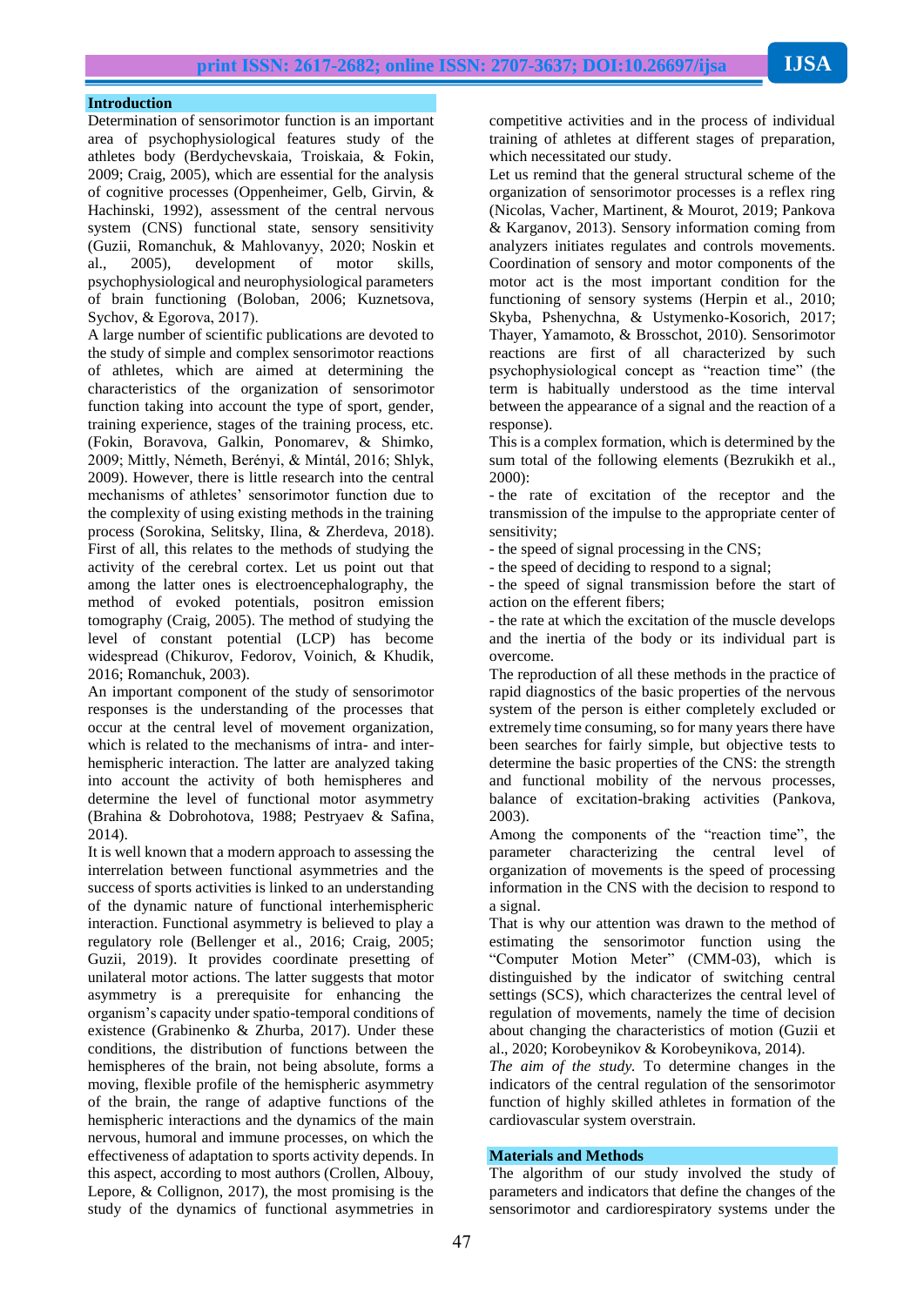## Introduction

Determination of sensorimotor function is an important area of psychophysiological features study of the athletes body (Berdychevskaia, Troiskaia, & Fokin, 2009; Craig, 2005), which are essential for the analysis of cognitive processes (Oppenheimer, Gelb, Girvin, & Hachinski, 1992), assessment of the central nervous system (CNS) functional state, sensory sensitivity (Guzii, Romanchuk, & Mahlovanyy, 2020; Noskin et al., 2005), development of motor skills, psychophysiological and neurophysiological parameters of brain functioning (Boloban, 2006; Kuznetsova, Sychov, & Egorova, 2017).

A large number of scientific publications are devoted to the study of simple and complex sensorimotor reactions of athletes, which are aimed at determining the characteristics of the organization of sensorimotor function taking into account the type of sport, gender, training experience, stages of the training process, etc. (Fokin, Boravova, Galkin, Ponomarev, & Shimko, 2009; Mittly, Németh, Berényi, & Mintál, 2016; Shlyk, 2009). However, there is little research into the central mechanisms of athletes' sensorimotor function due to the complexity of using existing methods in the training process (Sorokina, Selitsky, Ilina, & Zherdeva, 2018). First of all, this relates to the methods of studying the activity of the cerebral cortex. Let us point out that among the latter ones is electroencephalography, the method of evoked potentials, positron emission tomography (Craig, 2005). The method of studying the level of constant potential (LCP) has become widespread (Chikurov, Fedorov, Voinich, & Khudik, 2016; Romanchuk, 2003).

An important component of the study of sensorimotor responses is the understanding of the processes that occur at the central level of movement organization, which is related to the mechanisms of intra- and inter-hemispheric interaction. The latter are analyzed taking into account the activity of both hemispheres and determine the level of functional motor asymmetry (Brahina & Dobrohotova, 1988; Pestryaev & Safina, 2014).

It is well known that a modern approach to assessing the interrelation between functional asymmetries and the success of sports activities is linked to an understanding of the dynamic nature of functional interhemispheric interaction. Functional asymmetry is believed to play a regulatory role (Bellenger et al., 2016; Craig, 2005; Guzii, 2019). It provides coordinate presetting of unilateral motor actions. The latter suggests that motor asymmetry is a prerequisite for enhancing the organism's capacity under spatio-temporal conditions of existence (Grabinenko & Zhurba, 2017). Under these conditions, the distribution of functions between the hemispheres of the brain, not being absolute, forms a moving, flexible profile of the hemispheric asymmetry of the brain, the range of adaptive functions of the hemispheric interactions and the dynamics of the main nervous, humoral and immune processes, on which the effectiveness of adaptation to sports activity depends. In this aspect, according to most authors (Crollen, Albouy, Lepore, & Collignon, 2017), the most promising is the study of the dynamics of functional asymmetries in competitive activities and in the process of individual training of athletes at different stages of preparation, which necessitated our study.

Let us remind that the general structural scheme of the organization of sensorimotor processes is a reflex ring (Nicolas, Vacher, Martinent, & Mourot, 2019; Pankova & Karganov, 2013). Sensory information coming from analyzers initiates regulates and controls movements. Coordination of sensory and motor components of the motor act is the most important condition for the functioning of sensory systems (Herpin et al., 2010; Skyba, Pshenychna, & Ustymenko-Kosorich, 2017; Thayer, Yamamoto, & Brosschot, 2010). Sensorimotor reactions are first of all characterized by such psychophysiological concept as "reaction time" (the term is habitually understood as the time interval between the appearance of a signal and the reaction of a response).

This is a complex formation, which is determined by the sum total of the following elements (Bezrukikh et al., 2000):

- the rate of excitation of the receptor and the transmission of the impulse to the appropriate center of sensitivity;
- the speed of signal processing in the CNS;
- the speed of deciding to respond to a signal;
- the speed of signal transmission before the start of action on the efferent fibers;
- the rate at which the excitation of the muscle develops and the inertia of the body or its individual part is overcome.

The reproduction of all these methods in the practice of rapid diagnostics of the basic properties of the nervous system of the person is either completely excluded or extremely time consuming, so for many years there have been searches for fairly simple, but objective tests to determine the basic properties of the CNS: the strength and functional mobility of the nervous processes, balance of excitation-braking activities (Pankova, 2003).

Among the components of the "reaction time", the parameter characterizing the central level of organization of movements is the speed of processing information in the CNS with the decision to respond to a signal.

That is why our attention was drawn to the method of estimating the sensorimotor function using the "Computer Motion Meter" (CMM-03), which is distinguished by the indicator of switching central settings (SCS), which characterizes the central level of regulation of movements, namely the time of decision about changing the characteristics of motion (Guzii et al., 2020; Korobeynikov & Korobeynikova, 2014).

*The aim of the study.* To determine changes in the indicators of the central regulation of the sensorimotor function of highly skilled athletes in formation of the cardiovascular system overstrain.

## Materials and Methods

The algorithm of our study involved the study of parameters and indicators that define the changes of the sensorimotor and cardiorespiratory systems under the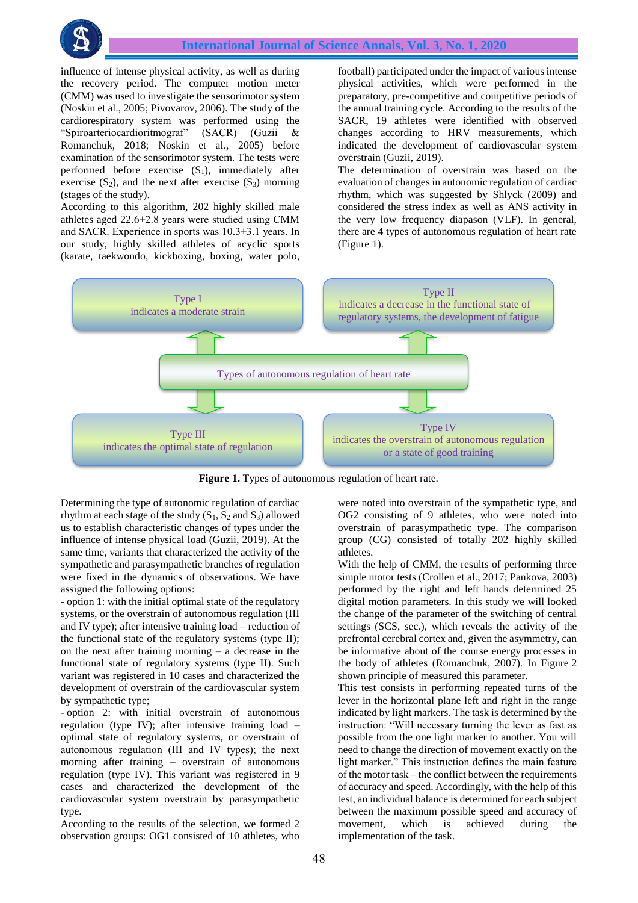influence of intense physical activity, as well as during the recovery period. The computer motion meter (CMM) was used to investigate the sensorimotor system (Noskin et al., 2005; Pivovarov, 2006). The study of the cardiorespiratory system was performed using the "Spiroarteriocardioritmograf" (SACR) (Guzii & Romanchuk, 2018; Noskin et al., 2005) before examination of the sensorimotor system. The tests were performed before exercise ($S_1$), immediately after exercise ($S_2$), and the next after exercise ($S_3$) morning (stages of the study).

According to this algorithm, 202 highly skilled male athletes aged 22.6±2.8 years were studied using CMM and SACR. Experience in sports was 10.3±3.1 years. In our study, highly skilled athletes of acyclic sports (karate, taekwondo, kickboxing, boxing, water polo, football) participated under the impact of various intense physical activities, which were performed in the preparatory, pre-competitive and competitive periods of the annual training cycle. According to the results of the SACR, 19 athletes were identified with observed changes according to HRV measurements, which indicated the development of cardiovascular system overstrain (Guzii, 2019).

The determination of overstrain was based on the evaluation of changes in autonomic regulation of cardiac rhythm, which was suggested by Shlyck (2009) and considered the stress index as well as ANS activity in the very low frequency diapason (VLF). In general, there are 4 types of autonomous regulation of heart rate (Figure 1).

Types of autonomous regulation of heart rate:
- Type I – indicates a moderate strain
- Type II – indicates a decrease in the functional state of regulatory systems, the development of fatigue
- Type III – indicates the optimal state of regulation
- Type IV – indicates the overstrain of autonomous regulation or a state of good training

**Figure 1.** Types of autonomous regulation of heart rate.

Determining the type of autonomic regulation of cardiac rhythm at each stage of the study ($S_1$, $S_2$ and $S_3$) allowed us to establish characteristic changes of types under the influence of intense physical load (Guzii, 2019). At the same time, variants that characterized the activity of the sympathetic and parasympathetic branches of regulation were fixed in the dynamics of observations. We have assigned the following options:

- option 1: with the initial optimal state of the regulatory systems, or the overstrain of autonomous regulation (III and IV type); after intensive training load – reduction of the functional state of the regulatory systems (type II); on the next after training morning – a decrease in the functional state of regulatory systems (type II). Such variant was registered in 10 cases and characterized the development of overstrain of the cardiovascular system by sympathetic type;
- option 2: with initial overstrain of autonomous regulation (type IV); after intensive training load – optimal state of regulatory systems, or overstrain of autonomous regulation (III and IV types); the next morning after training – overstrain of autonomous regulation (type IV). This variant was registered in 9 cases and characterized the development of the cardiovascular system overstrain by parasympathetic type.

According to the results of the selection, we formed 2 observation groups: OG1 consisted of 10 athletes, who were noted into overstrain of the sympathetic type, and OG2 consisting of 9 athletes, who were noted into overstrain of parasympathetic type. The comparison group (CG) consisted of totally 202 highly skilled athletes.

With the help of CMM, the results of performing three simple motor tests (Crollen et al., 2017; Pankova, 2003) performed by the right and left hands determined 25 digital motion parameters. In this study we will looked the change of the parameter of the switching of central settings (SCS, sec.), which reveals the activity of the prefrontal cerebral cortex and, given the asymmetry, can be informative about the course energy processes in the body of athletes (Romanchuk, 2007). In Figure 2 shown principle of measured this parameter.

This test consists in performing repeated turns of the lever in the horizontal plane left and right in the range indicated by light markers. The task is determined by the instruction: "Will necessary turning the lever as fast as possible from the one light marker to another. You will need to change the direction of movement exactly on the light marker." This instruction defines the main feature of the motor task – the conflict between the requirements of accuracy and speed. Accordingly, with the help of this test, an individual balance is determined for each subject between the maximum possible speed and accuracy of movement, which is achieved during the implementation of the task.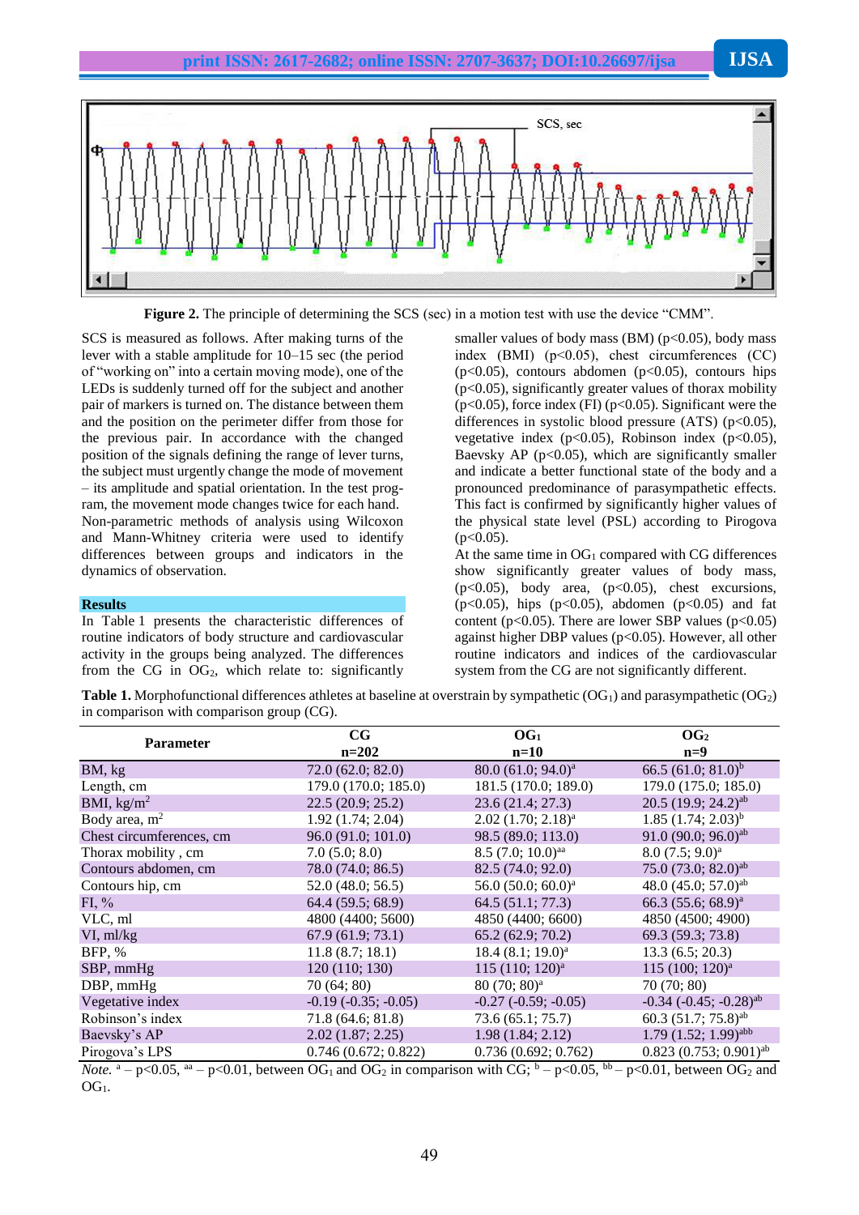**Figure 2.** The principle of determining the SCS (sec) in a motion test with use the device "CMM".

SCS is measured as follows. After making turns of the lever with a stable amplitude for 10–15 sec (the period of "working on" into a certain moving mode), one of the LEDs is suddenly turned off for the subject and another pair of markers is turned on. The distance between them and the position on the perimeter differ from those for the previous pair. In accordance with the changed position of the signals defining the range of lever turns, the subject must urgently change the mode of movement – its amplitude and spatial orientation. In the test program, the movement mode changes twice for each hand. Non-parametric methods of analysis using Wilcoxon and Mann-Whitney criteria were used to identify differences between groups and indicators in the dynamics of observation.

## Results

In Table 1 presents the characteristic differences of routine indicators of body structure and cardiovascular activity in the groups being analyzed. The differences from the CG in $OG_2$, which relate to: significantly smaller values of body mass (BM) ($p<0.05$), body mass index (BMI) ($p<0.05$), chest circumferences (CC) ($p<0.05$), contours abdomen ($p<0.05$), contours hips ($p<0.05$), significantly greater values of thorax mobility ($p<0.05$), force index (FI) ($p<0.05$). Significant were the differences in systolic blood pressure (ATS) ($p<0.05$), vegetative index ($p<0.05$), Robinson index ($p<0.05$), Baevsky AP ($p<0.05$), which are significantly smaller and indicate a better functional state of the body and a pronounced predominance of parasympathetic effects. This fact is confirmed by significantly higher values of the physical state level (PSL) according to Pirogova ($p<0.05$).

At the same time in $OG_1$ compared with CG differences show significantly greater values of body mass, ($p<0.05$), body area, ($p<0.05$), chest excursions, ($p<0.05$), hips ($p<0.05$), abdomen ($p<0.05$) and fat content ($p<0.05$). There are lower SBP values ($p<0.05$) against higher DBP values ($p<0.05$). However, all other routine indicators and indices of the cardiovascular system from the CG are not significantly different.

**Table 1.** Morphofunctional differences athletes at baseline at overstrain by sympathetic ($OG_1$) and parasympathetic ($OG_2$) in comparison with comparison group (CG).

| Parameter | CG n=202 | $OG_1$ n=10 | $OG_2$ n=9 |
|---|---|---|---|
| BM, kg | 72.0 (62.0; 82.0) | 80.0 (61.0; 94.0)[a] | 66.5 (61.0; 81.0)[b] |
| Length, cm | 179.0 (170.0; 185.0) | 181.5 (170.0; 189.0) | 179.0 (175.0; 185.0) |
| BMI, kg/m$^2$ | 22.5 (20.9; 25.2) | 23.6 (21.4; 27.3) | 20.5 (19.9; 24.2)[ab] |
| Body area, m$^2$ | 1.92 (1.74; 2.04) | 2.02 (1.70; 2.18)[a] | 1.85 (1.74; 2.03)[b] |
| Chest circumferences, cm | 96.0 (91.0; 101.0) | 98.5 (89.0; 113.0) | 91.0 (90.0; 96.0)[ab] |
| Thorax mobility , cm | 7.0 (5.0; 8.0) | 8.5 (7.0; 10.0)[aa] | 8.0 (7.5; 9.0)[a] |
| Contours abdomen, cm | 78.0 (74.0; 86.5) | 82.5 (74.0; 92.0) | 75.0 (73.0; 82.0)[ab] |
| Contours hip, cm | 52.0 (48.0; 56.5) | 56.0 (50.0; 60.0)[a] | 48.0 (45.0; 57.0)[ab] |
| FI, % | 64.4 (59.5; 68.9) | 64.5 (51.1; 77.3) | 66.3 (55.6; 68.9)[a] |
| VLC, ml | 4800 (4400; 5600) | 4850 (4400; 6600) | 4850 (4500; 4900) |
| VI, ml/kg | 67.9 (61.9; 73.1) | 65.2 (62.9; 70.2) | 69.3 (59.3; 73.8) |
| BFP, % | 11.8 (8.7; 18.1) | 18.4 (8.1; 19.0)[a] | 13.3 (6.5; 20.3) |
| SBP, mmHg | 120 (110; 130) | 115 (110; 120)[a] | 115 (100; 120)[a] |
| DBP, mmHg | 70 (64; 80) | 80 (70; 80)[a] | 70 (70; 80) |
| Vegetative index | -0.19 (-0.35; -0.05) | -0.27 (-0.59; -0.05) | -0.34 (-0.45; -0.28)[ab] |
| Robinson's index | 71.8 (64.6; 81.8) | 73.6 (65.1; 75.7) | 60.3 (51.7; 75.8)[ab] |
| Baevsky's AP | 2.02 (1.87; 2.25) | 1.98 (1.84; 2.12) | 1.79 (1.52; 1.99)[abb] |
| Pirogova's LPS | 0.746 (0.672; 0.822) | 0.736 (0.692; 0.762) | 0.823 (0.753; 0.901)[ab] |

*Note.* [a] – $p<0.05$, [aa] – $p<0.01$, between $OG_1$ and $OG_2$ in comparison with CG; [b] – $p<0.05$, [bb] – $p<0.01$, between $OG_2$ and $OG_1$.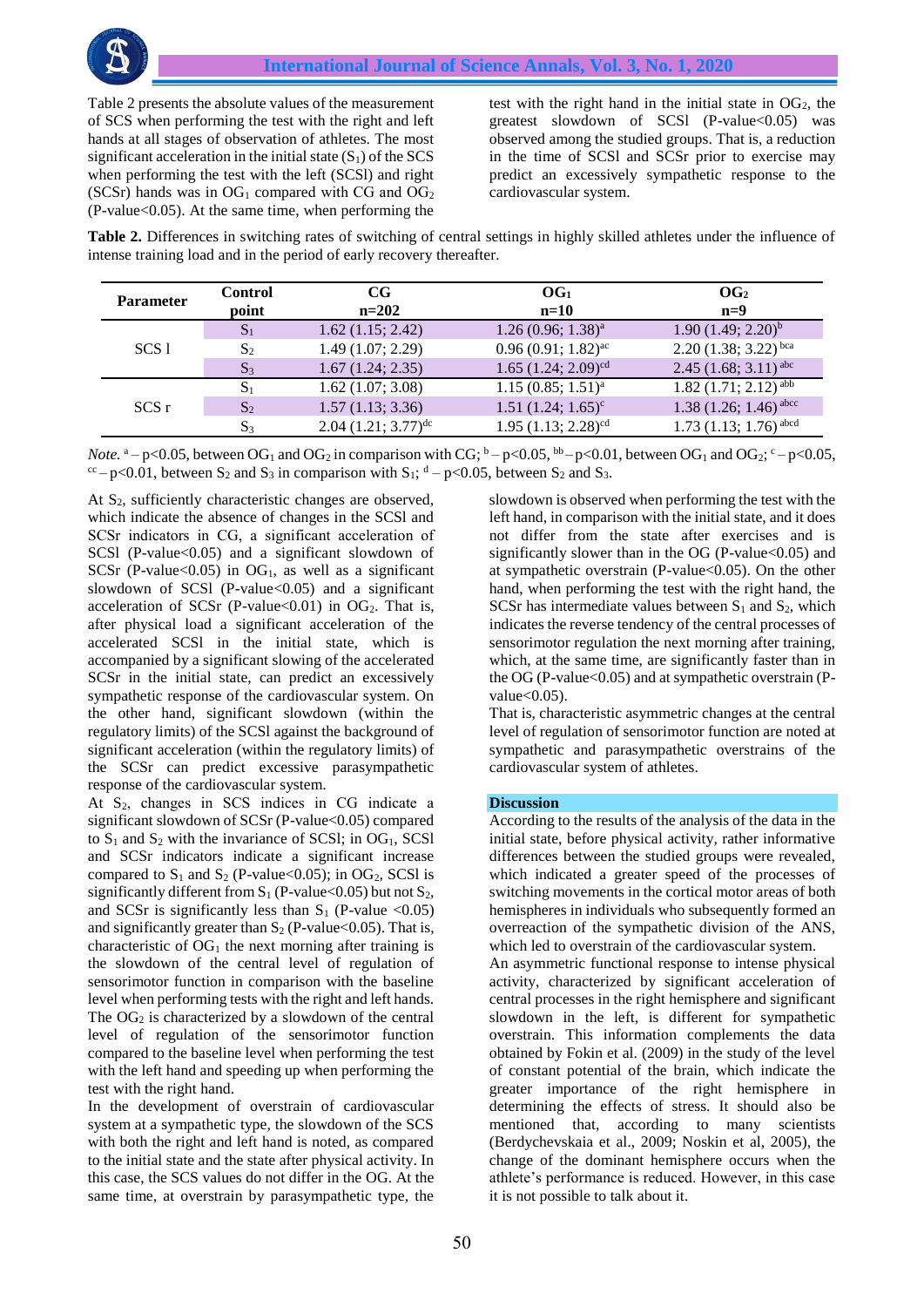Table 2 presents the absolute values of the measurement of SCS when performing the test with the right and left hands at all stages of observation of athletes. The most significant acceleration in the initial state ($S_1$) of the SCS when performing the test with the left (SCSl) and right (SCSr) hands was in $OG_1$ compared with CG and $OG_2$ (P-value<0.05). At the same time, when performing the test with the right hand in the initial state in $OG_2$, the greatest slowdown of SCSl (P-value<0.05) was observed among the studied groups. That is, a reduction in the time of SCSl and SCSr prior to exercise may predict an excessively sympathetic response to the cardiovascular system.

**Table 2.** Differences in switching rates of switching of central settings in highly skilled athletes under the influence of intense training load and in the period of early recovery thereafter.

| Parameter | Control point | CG n=202 | $OG_1$ n=10 | $OG_2$ n=9 |
|---|---|---|---|---|
| SCS l | $S_1$ | 1.62 (1.15; 2.42) | 1.26 (0.96; 1.38)$^{a}$ | 1.90 (1.49; 2.20)$^{b}$ |
| | $S_2$ | 1.49 (1.07; 2.29) | 0.96 (0.91; 1.82)$^{ac}$ | 2.20 (1.38; 3.22)$^{bca}$ |
| | $S_3$ | 1.67 (1.24; 2.35) | 1.65 (1.24; 2.09)$^{cd}$ | 2.45 (1.68; 3.11)$^{abc}$ |
| SCS r | $S_1$ | 1.62 (1.07; 3.08) | 1.15 (0.85; 1.51)$^{a}$ | 1.82 (1.71; 2.12)$^{abb}$ |
| | $S_2$ | 1.57 (1.13; 3.36) | 1.51 (1.24; 1.65)$^{c}$ | 1.38 (1.26; 1.46)$^{abcc}$ |
| | $S_3$ | 2.04 (1.21; 3.77)$^{dc}$ | 1.95 (1.13; 2.28)$^{cd}$ | 1.73 (1.13; 1.76)$^{abcd}$ |

*Note.* $^{a}$ – p<0.05, between $OG_1$ and $OG_2$ in comparison with CG; $^{b}$ – p<0.05, $^{bb}$ – p<0.01, between $OG_1$ and $OG_2$; $^{c}$ – p<0.05, $^{cc}$ – p<0.01, between $S_2$ and $S_3$ in comparison with $S_1$; $^{d}$ – p<0.05, between $S_2$ and $S_3$.

At $S_2$, sufficiently characteristic changes are observed, which indicate the absence of changes in the SCSl and SCSr indicators in CG, a significant acceleration of SCSl (P-value<0.05) and a significant slowdown of SCSr (P-value<0.05) in $OG_1$, as well as a significant slowdown of SCSl (P-value<0.05) and a significant acceleration of SCSr (P-value<0.01) in $OG_2$. That is, after physical load a significant acceleration of the accelerated SCSl in the initial state, which is accompanied by a significant slowing of the accelerated SCSr in the initial state, can predict an excessively sympathetic response of the cardiovascular system. On the other hand, significant slowdown (within the regulatory limits) of the SCSl against the background of significant acceleration (within the regulatory limits) of the SCSr can predict excessive parasympathetic response of the cardiovascular system.

At $S_2$, changes in SCS indices in CG indicate a significant slowdown of SCSr (P-value<0.05) compared to $S_1$ and $S_2$ with the invariance of SCSl; in $OG_1$, SCSl and SCSr indicators indicate a significant increase compared to $S_1$ and $S_2$ (P-value<0.05); in $OG_2$, SCSl is significantly different from $S_1$ (P-value<0.05) but not $S_2$, and SCSr is significantly less than $S_1$ (P-value <0.05) and significantly greater than $S_2$ (P-value<0.05). That is, characteristic of $OG_1$ the next morning after training is the slowdown of the central level of regulation of sensorimotor function in comparison with the baseline level when performing tests with the right and left hands. The $OG_2$ is characterized by a slowdown of the central level of regulation of the sensorimotor function compared to the baseline level when performing the test with the left hand and speeding up when performing the test with the right hand.

In the development of overstrain of cardiovascular system at a sympathetic type, the slowdown of the SCS with both the right and left hand is noted, as compared to the initial state and the state after physical activity. In this case, the SCS values do not differ in the OG. At the same time, at overstrain by parasympathetic type, the slowdown is observed when performing the test with the left hand, in comparison with the initial state, and it does not differ from the state after exercises and is significantly slower than in the OG (P-value<0.05) and at sympathetic overstrain (P-value<0.05). On the other hand, when performing the test with the right hand, the SCSr has intermediate values between $S_1$ and $S_2$, which indicates the reverse tendency of the central processes of sensorimotor regulation the next morning after training, which, at the same time, are significantly faster than in the OG (P-value<0.05) and at sympathetic overstrain (P-value<0.05).

That is, characteristic asymmetric changes at the central level of regulation of sensorimotor function are noted at sympathetic and parasympathetic overstrains of the cardiovascular system of athletes.

## Discussion

According to the results of the analysis of the data in the initial state, before physical activity, rather informative differences between the studied groups were revealed, which indicated a greater speed of the processes of switching movements in the cortical motor areas of both hemispheres in individuals who subsequently formed an overreaction of the sympathetic division of the ANS, which led to overstrain of the cardiovascular system.

An asymmetric functional response to intense physical activity, characterized by significant acceleration of central processes in the right hemisphere and significant slowdown in the left, is different for sympathetic overstrain. This information complements the data obtained by Fokin et al. (2009) in the study of the level of constant potential of the brain, which indicate the greater importance of the right hemisphere in determining the effects of stress. It should also be mentioned that, according to many scientists (Berdychevskaia et al., 2009; Noskin et al, 2005), the change of the dominant hemisphere occurs when the athlete's performance is reduced. However, in this case it is not possible to talk about it.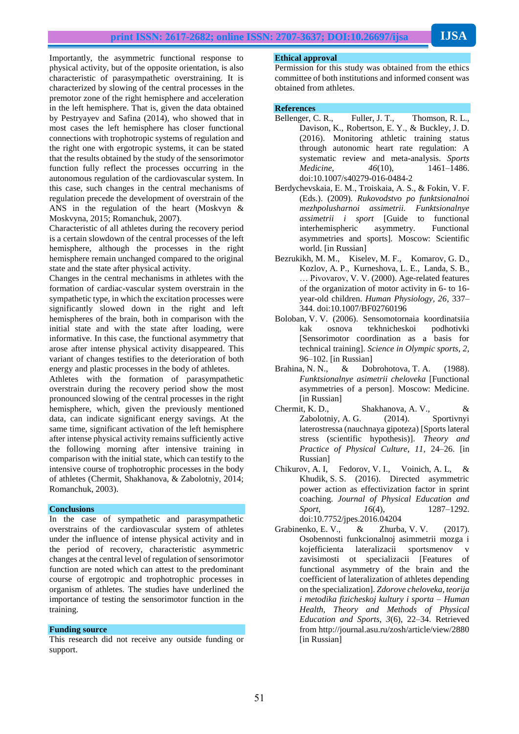Importantly, the asymmetric functional response to physical activity, but of the opposite orientation, is also characteristic of parasympathetic overstraining. It is characterized by slowing of the central processes in the premotor zone of the right hemisphere and acceleration in the left hemisphere. That is, given the data obtained by Pestryayev and Safina (2014), who showed that in most cases the left hemisphere has closer functional connections with trophotropic systems of regulation and the right one with ergotropic systems, it can be stated that the results obtained by the study of the sensorimotor function fully reflect the processes occurring in the autonomous regulation of the cardiovascular system. In this case, such changes in the central mechanisms of regulation precede the development of overstrain of the ANS in the regulation of the heart (Moskvyn & Moskvyna, 2015; Romanchuk, 2007).

Characteristic of all athletes during the recovery period is a certain slowdown of the central processes of the left hemisphere, although the processes in the right hemisphere remain unchanged compared to the original state and the state after physical activity.

Changes in the central mechanisms in athletes with the formation of cardiac-vascular system overstrain in the sympathetic type, in which the excitation processes were significantly slowed down in the right and left hemispheres of the brain, both in comparison with the initial state and with the state after loading, were informative. In this case, the functional asymmetry that arose after intense physical activity disappeared. This variant of changes testifies to the deterioration of both energy and plastic processes in the body of athletes.

Athletes with the formation of parasympathetic overstrain during the recovery period show the most pronounced slowing of the central processes in the right hemisphere, which, given the previously mentioned data, can indicate significant energy savings. At the same time, significant activation of the left hemisphere after intense physical activity remains sufficiently active the following morning after intensive training in comparison with the initial state, which can testify to the intensive course of trophotropic processes in the body of athletes (Chermit, Shakhanova, & Zabolotniy, 2014; Romanchuk, 2003).

## Conclusions

In the case of sympathetic and parasympathetic overstrains of the cardiovascular system of athletes under the influence of intense physical activity and in the period of recovery, characteristic asymmetric changes at the central level of regulation of sensorimotor function are noted which can attest to the predominant course of ergotropic and trophotropic processes in organism of athletes. The studies have underlined the importance of testing the sensorimotor function in the training.

## Funding source

This research did not receive any outside funding or support.

## Ethical approval

Permission for this study was obtained from the ethics committee of both institutions and informed consent was obtained from athletes.

## References

Bellenger, C. R., Fuller, J. T., Thomson, R. L., Davison, K., Robertson, E. Y., & Buckley, J. D. (2016). Monitoring athletic training status through autonomic heart rate regulation: A systematic review and meta-analysis. *Sports Medicine*, *46*(10), 1461–1486. doi:10.1007/s40279-016-0484-2

Berdychevskaia, E. M., Troiskaia, A. S., & Fokin, V. F. (Eds.). (2009). *Rukovodstvo po funktsionalnoi mezhpolusharnoi assimetrii. Funktsionalnye assimetrii i sport* [Guide to functional interhemispheric asymmetry. Functional asymmetries and sports]. Moscow: Scientific world. [in Russian]

Bezrukikh, M. M., Kiselev, M. F., Komarov, G. D., Kozlov, A. P., Kurneshova, L. E., Landa, S. B., … Pivovarov, V. V. (2000). Age-related features of the organization of motor activity in 6- to 16-year-old children. *Human Physiology*, *26*, 337–344. doi:10.1007/BF02760196

Boloban, V. V. (2006). Sensomotornaia koordinatsiia kak osnova tekhnicheskoi podhotivki [Sensorimotor coordination as a basis for technical training]. *Science in Olympic sports*, *2*, 96–102. [in Russian]

Brahina, N. N., & Dobrohotova, T. A. (1988). *Funktsionalnye asimetrii cheloveka* [Functional asymmetries of a person]. Moscow: Medicine. [in Russian]

Chermit, K. D., Shakhanova, A. V., & Zabolotniy, A. G. (2014). Sportivnyi laterostressa (nauchnaya gipoteza) [Sports lateral stress (scientific hypothesis)]. *Theory and Practice of Physical Culture*, *11*, 24–26. [in Russian]

Chikurov, A. I, Fedorov, V. I., Voinich, A. L, & Khudik, S. S. (2016). Directed asymmetric power action as effectivization factor in sprint coaching. *Journal of Physical Education and Sport*, *16*(4), 1287–1292. doi:10.7752/jpes.2016.04204

Grabinenko, E. V., & Zhurba, V. V. (2017). Osobennosti funkcionalnoj asimmetrii mozga i kojefficienta lateralizacii sportsmenov v zavisimosti ot specializacii [Features of functional asymmetry of the brain and the coefficient of lateralization of athletes depending on the specialization]. *Zdorove cheloveka, teorija i metodika fizicheskoj kultury i sporta – Human Health, Theory and Methods of Physical Education and Sports*, *3*(6), 22–34. Retrieved from http://journal.asu.ru/zosh/article/view/2880 [in Russian]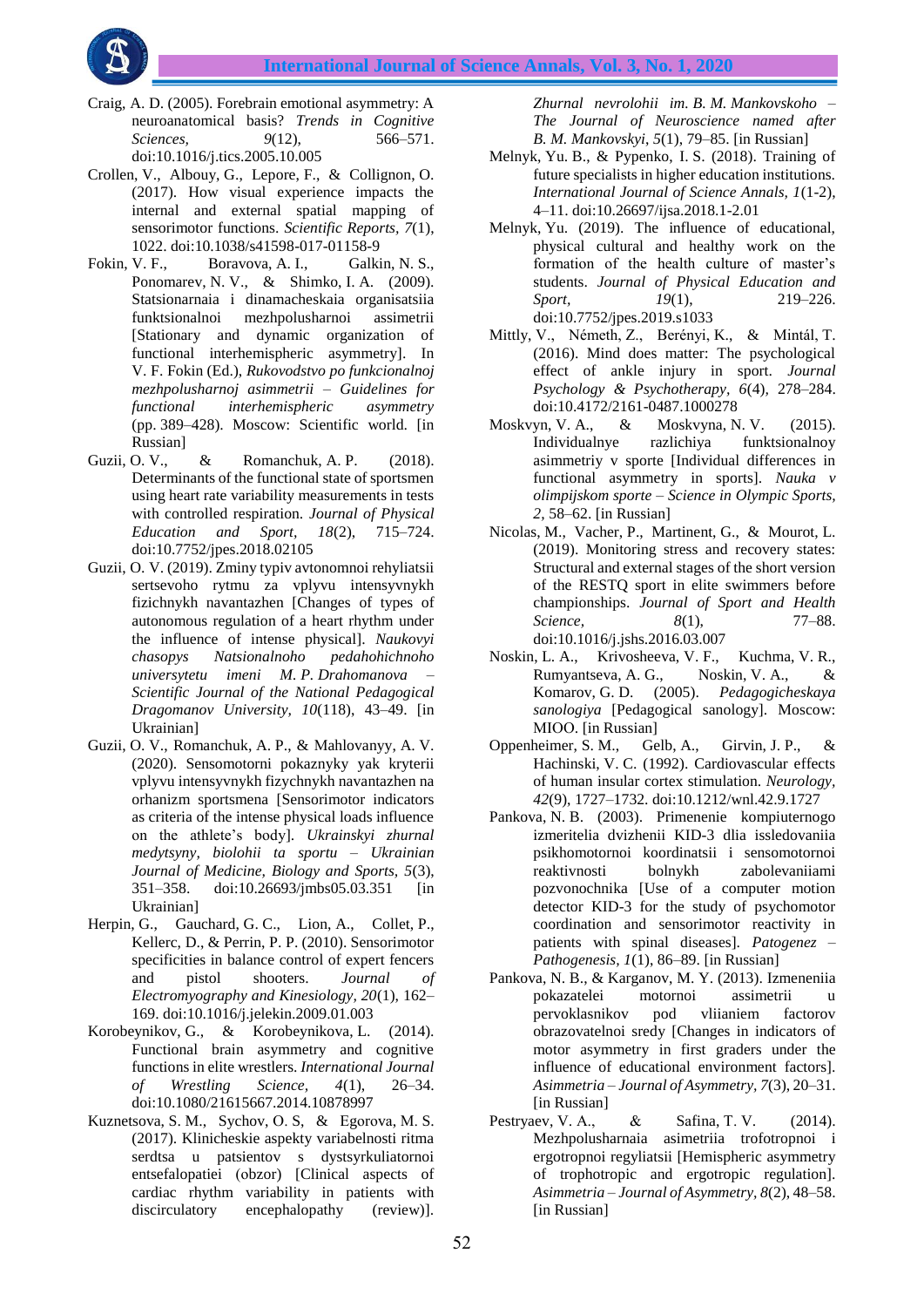Craig, A. D. (2005). Forebrain emotional asymmetry: A neuroanatomical basis? *Trends in Cognitive Sciences, 9*(12), 566–571. doi:10.1016/j.tics.2005.10.005

Crollen, V., Albouy, G., Lepore, F., & Collignon, O. (2017). How visual experience impacts the internal and external spatial mapping of sensorimotor functions. *Scientific Reports, 7*(1), 1022. doi:10.1038/s41598-017-01158-9

Fokin, V. F., Boravova, A. I., Galkin, N. S., Ponomarev, N. V., & Shimko, I. A. (2009). Statsionarnaia i dinamacheskaia organisatsiia funktsionalnoi mezhpolusharnoi assimetrii [Stationary and dynamic organization of functional interhemispheric asymmetry]. In V. F. Fokin (Ed.), *Rukovodstvo po funkcionalnoj mezhpolusharnoj asimmetrii – Guidelines for functional interhemispheric asymmetry* (pp. 389–428). Moscow: Scientific world. [in Russian]

Guzii, O. V., & Romanchuk, A. P. (2018). Determinants of the functional state of sportsmen using heart rate variability measurements in tests with controlled respiration. *Journal of Physical Education and Sport, 18*(2), 715–724. doi:10.7752/jpes.2018.02105

Guzii, O. V. (2019). Zminy typiv avtonomnoi rehyliatsii sertsevoho rytmu za vplyvu intensyvnykh fizichnykh navantazhen [Changes of types of autonomous regulation of a heart rhythm under the influence of intense physical]. *Naukovyi chasopys Natsionalnoho pedahohichnoho universytetu imeni M. P. Drahomanova – Scientific Journal of the National Pedagogical Dragomanov University, 10*(118), 43–49. [in Ukrainian]

Guzii, O. V., Romanchuk, A. P., & Mahlovanyy, A. V. (2020). Sensomotorni pokaznyky yak kryterii vplyvu intensyvnykh fizychnykh navantazhen na orhanizm sportsmena [Sensorimotor indicators as criteria of the intense physical loads influence on the athlete's body]. *Ukrainskyi zhurnal medytsyny, biolohii ta sportu – Ukrainian Journal of Medicine, Biology and Sports, 5*(3), 351–358. doi:10.26693/jmbs05.03.351 [in Ukrainian]

Herpin, G., Gauchard, G. C., Lion, A., Collet, P., Kellerc, D., & Perrin, P. P. (2010). Sensorimotor specificities in balance control of expert fencers and pistol shooters. *Journal of Electromyography and Kinesiology, 20*(1), 162–169. doi:10.1016/j.jelekin.2009.01.003

Korobeynikov, G., & Korobeynikova, L. (2014). Functional brain asymmetry and cognitive functions in elite wrestlers. *International Journal of Wrestling Science, 4*(1), 26–34. doi:10.1080/21615667.2014.10878997

Kuznetsova, S. M., Sychov, O. S, & Egorova, M. S. (2017). Klinicheskie aspekty variabelnosti ritma serdtsa u patsientov s dystsyrkuliatornoi entsefalopatiei (obzor) [Clinical aspects of cardiac rhythm variability in patients with discirculatory encephalopathy (review)]. *Zhurnal nevrolohii im. B. M. Mankovskoho – The Journal of Neuroscience named after B. M. Mankovskyi, 5*(1), 79–85. [in Russian]

Melnyk, Yu. B., & Pypenko, I. S. (2018). Training of future specialists in higher education institutions. *International Journal of Science Annals, 1*(1-2), 4–11. doi:10.26697/ijsa.2018.1-2.01

Melnyk, Yu. (2019). The influence of educational, physical cultural and healthy work on the formation of the health culture of master's students. *Journal of Physical Education and Sport, 19*(1), 219–226. doi:10.7752/jpes.2019.s1033

Mittly, V., Németh, Z., Berényi, K., & Mintál, T. (2016). Mind does matter: The psychological effect of ankle injury in sport. *Journal Psychology & Psychotherapy, 6*(4), 278–284. doi:10.4172/2161-0487.1000278

Moskvyn, V. A., & Moskvyna, N. V. (2015). Individualnye razlichiya funktsionalnoy asimmetriy v sporte [Individual differences in functional asymmetry in sports]. *Nauka v olimpijskom sporte – Science in Olympic Sports, 2,* 58–62. [in Russian]

Nicolas, M., Vacher, P., Martinent, G., & Mourot, L. (2019). Monitoring stress and recovery states: Structural and external stages of the short version of the RESTQ sport in elite swimmers before championships. *Journal of Sport and Health Science, 8*(1), 77–88. doi:10.1016/j.jshs.2016.03.007

Noskin, L. A., Krivosheeva, V. F., Kuchma, V. R., Rumyantseva, A. G., Noskin, V. A., & Komarov, G. D. (2005). *Pedagogicheskaya sanologiya* [Pedagogical sanology]. Moscow: MIOO. [in Russian]

Oppenheimer, S. M., Gelb, A., Girvin, J. P., & Hachinski, V. C. (1992). Cardiovascular effects of human insular cortex stimulation. *Neurology, 42*(9), 1727–1732. doi:10.1212/wnl.42.9.1727

Pankova, N. B. (2003). Primenenie kompiuternogo izmeritelia dvizhenii KID-3 dlia issledovaniia psikhomotornoi koordinatsii i sensomotornoi reaktivnosti bolnykh zabolevaniiami pozvonochnika [Use of a computer motion detector KID-3 for the study of psychomotor coordination and sensorimotor reactivity in patients with spinal diseases]. *Patogenez – Pathogenesis, 1*(1), 86–89. [in Russian]

Pankova, N. B., & Karganov, M. Y. (2013). Izmeneniia pokazatelei motornoi assimetrii u pervoklasnikov pod vliianiem factorov obrazovatelnoi sredy [Changes in indicators of motor asymmetry in first graders under the influence of educational environment factors]. *Asimmetria – Journal of Asymmetry, 7*(3), 20–31. [in Russian]

Pestryaev, V. A., & Safina, T. V. (2014). Mezhpolusharnaia asimetriia trofotropnoi i ergotropnoi regyliatsii [Hemispheric asymmetry of trophotropic and ergotropic regulation]. *Asimmetria – Journal of Asymmetry, 8*(2), 48–58. [in Russian]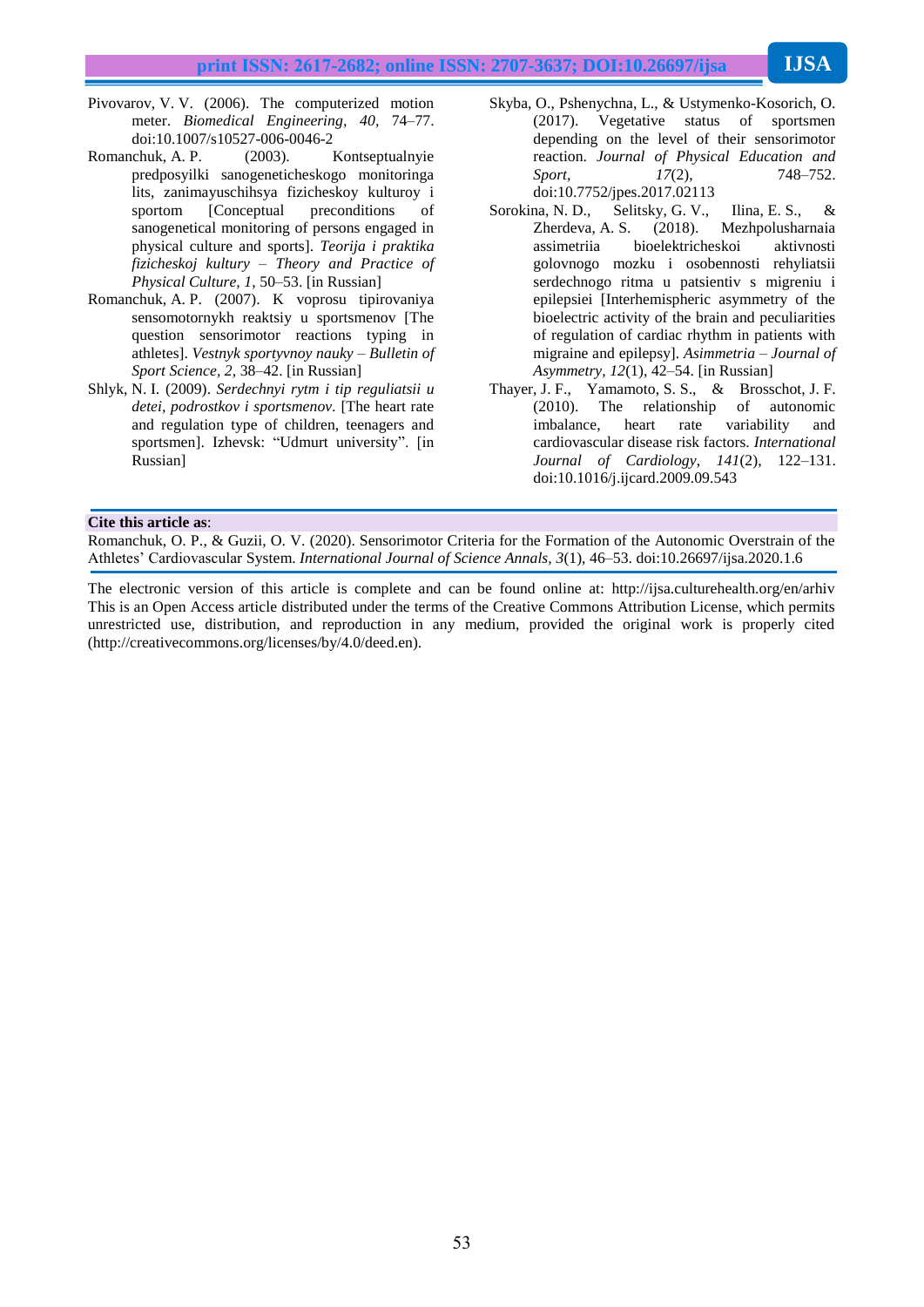Pivovarov, V. V. (2006). The computerized motion meter. *Biomedical Engineering, 40,* 74–77. doi:10.1007/s10527-006-0046-2

Romanchuk, A. P. (2003). Kontseptualnyie predposyilki sanogeneticheskogo monitoringa lits, zanimayuschihsya fizicheskoy kulturoy i sportom [Conceptual preconditions of sanogenetical monitoring of persons engaged in physical culture and sports]. *Teorija i praktika fizicheskoj kultury – Theory and Practice of Physical Culture, 1,* 50–53. [in Russian]

Romanchuk, A. P. (2007). K voprosu tipirovaniya sensomotornykh reaktsiy u sportsmenov [The question sensorimotor reactions typing in athletes]. *Vestnyk sportyvnoy nauky – Bulletin of Sport Science, 2,* 38–42. [in Russian]

Shlyk, N. I. (2009). *Serdechnyi rytm i tip reguliatsii u detei, podrostkov i sportsmenov.* [The heart rate and regulation type of children, teenagers and sportsmen]. Izhevsk: "Udmurt university". [in Russian]

Skyba, O., Pshenychna, L., & Ustymenko-Kosorich, O. (2017). Vegetative status of sportsmen depending on the level of their sensorimotor reaction. *Journal of Physical Education and Sport, 17*(2), 748–752. doi:10.7752/jpes.2017.02113

Sorokina, N. D., Selitsky, G. V., Ilina, E. S., & Zherdeva, A. S. (2018). Mezhpolusharnaia assimetriia bioelektricheskoi aktivnosti golovnogo mozku i osobennosti rehyliatsii serdechnogo ritma u patsientiv s migreniu i epilepsiei [Interhemispheric asymmetry of the bioelectric activity of the brain and peculiarities of regulation of cardiac rhythm in patients with migraine and epilepsy]. *Asimmetria – Journal of Asymmetry, 12*(1), 42–54. [in Russian]

Thayer, J. F., Yamamoto, S. S., & Brosschot, J. F. (2010). The relationship of autonomic imbalance, heart rate variability and cardiovascular disease risk factors. *International Journal of Cardiology, 141*(2), 122–131. doi:10.1016/j.ijcard.2009.09.543

**Cite this article as**:

Romanchuk, O. P., & Guzii, O. V. (2020). Sensorimotor Criteria for the Formation of the Autonomic Overstrain of the Athletes' Cardiovascular System. *International Journal of Science Annals, 3*(1), 46–53. doi:10.26697/ijsa.2020.1.6

The electronic version of this article is complete and can be found online at: http://ijsa.culturehealth.org/en/arhiv
This is an Open Access article distributed under the terms of the Creative Commons Attribution License, which permits unrestricted use, distribution, and reproduction in any medium, provided the original work is properly cited (http://creativecommons.org/licenses/by/4.0/deed.en).